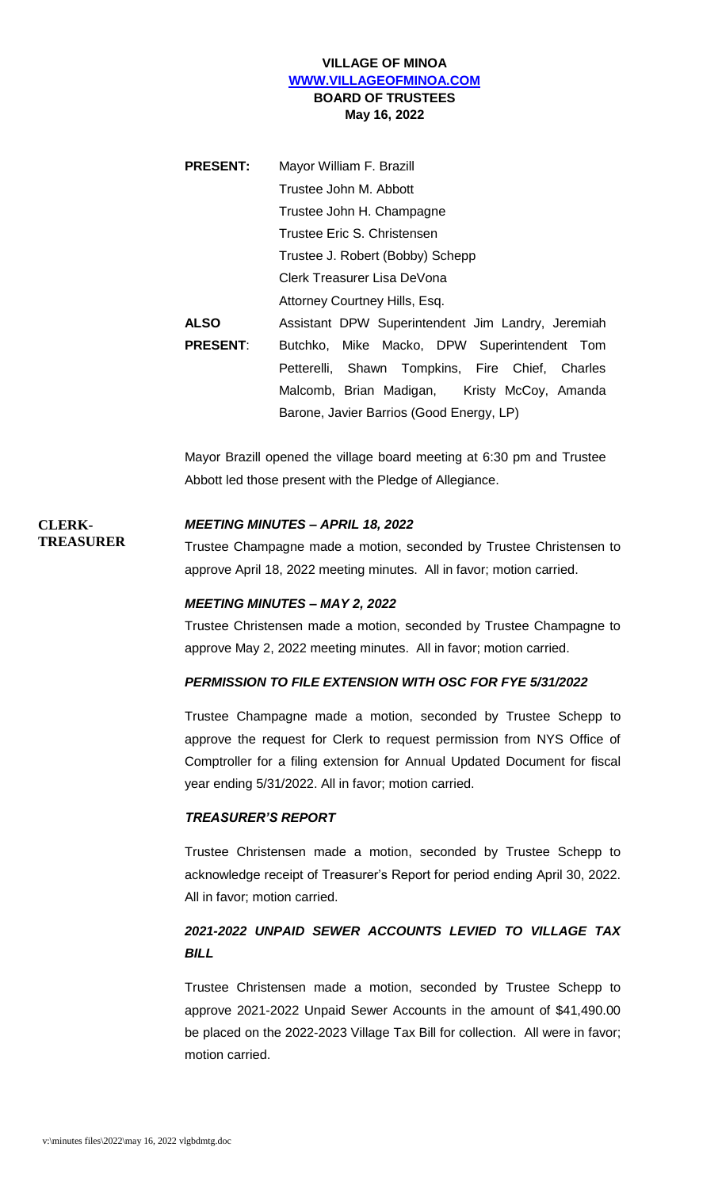**VILLAGE OF MINOA**
**WWW.VILLAGEOFMINOA.COM**
**BOARD OF TRUSTEES**
**May 16, 2022**

**PRESENT:** Mayor William F. Brazill
Trustee John M. Abbott
Trustee John H. Champagne
Trustee Eric S. Christensen
Trustee J. Robert (Bobby) Schepp
Clerk Treasurer Lisa DeVona
Attorney Courtney Hills, Esq.

**ALSO PRESENT**: Assistant DPW Superintendent Jim Landry, Jeremiah Butchko, Mike Macko, DPW Superintendent Tom Petterelli, Shawn Tompkins, Fire Chief, Charles Malcomb, Brian Madigan, Kristy McCoy, Amanda Barone, Javier Barrios (Good Energy, LP)

Mayor Brazill opened the village board meeting at 6:30 pm and Trustee Abbott led those present with the Pledge of Allegiance.

**CLERK-TREASURER**

***MEETING MINUTES – APRIL 18, 2022***

Trustee Champagne made a motion, seconded by Trustee Christensen to approve April 18, 2022 meeting minutes. All in favor; motion carried.

***MEETING MINUTES – MAY 2, 2022***

Trustee Christensen made a motion, seconded by Trustee Champagne to approve May 2, 2022 meeting minutes. All in favor; motion carried.

***PERMISSION TO FILE EXTENSION WITH OSC FOR FYE 5/31/2022***

Trustee Champagne made a motion, seconded by Trustee Schepp to approve the request for Clerk to request permission from NYS Office of Comptroller for a filing extension for Annual Updated Document for fiscal year ending 5/31/2022. All in favor; motion carried.

***TREASURER'S REPORT***

Trustee Christensen made a motion, seconded by Trustee Schepp to acknowledge receipt of Treasurer's Report for period ending April 30, 2022. All in favor; motion carried.

***2021-2022 UNPAID SEWER ACCOUNTS LEVIED TO VILLAGE TAX BILL***

Trustee Christensen made a motion, seconded by Trustee Schepp to approve 2021-2022 Unpaid Sewer Accounts in the amount of $41,490.00 be placed on the 2022-2023 Village Tax Bill for collection. All were in favor; motion carried.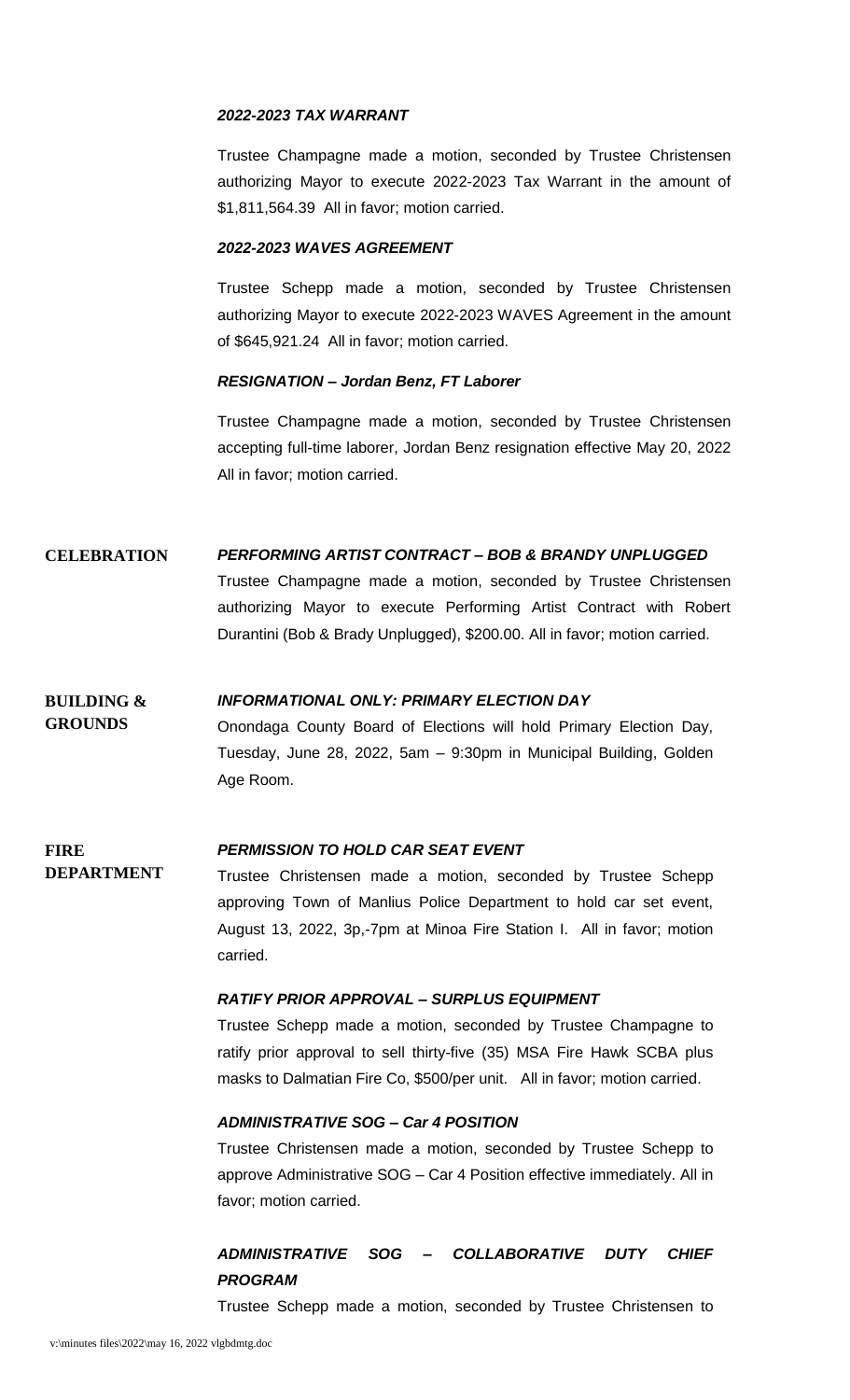***2022-2023 TAX WARRANT***

Trustee Champagne made a motion, seconded by Trustee Christensen authorizing Mayor to execute 2022-2023 Tax Warrant in the amount of $1,811,564.39 All in favor; motion carried.

***2022-2023 WAVES AGREEMENT***

Trustee Schepp made a motion, seconded by Trustee Christensen authorizing Mayor to execute 2022-2023 WAVES Agreement in the amount of $645,921.24 All in favor; motion carried.

***RESIGNATION – Jordan Benz, FT Laborer***

Trustee Champagne made a motion, seconded by Trustee Christensen accepting full-time laborer, Jordan Benz resignation effective May 20, 2022 All in favor; motion carried.

**CELEBRATION**

***PERFORMING ARTIST CONTRACT – BOB & BRANDY UNPLUGGED***

Trustee Champagne made a motion, seconded by Trustee Christensen authorizing Mayor to execute Performing Artist Contract with Robert Durantini (Bob & Brady Unplugged), $200.00. All in favor; motion carried.

**BUILDING & GROUNDS**

***INFORMATIONAL ONLY: PRIMARY ELECTION DAY***

Onondaga County Board of Elections will hold Primary Election Day, Tuesday, June 28, 2022, 5am – 9:30pm in Municipal Building, Golden Age Room.

**FIRE DEPARTMENT**

***PERMISSION TO HOLD CAR SEAT EVENT***

Trustee Christensen made a motion, seconded by Trustee Schepp approving Town of Manlius Police Department to hold car set event, August 13, 2022, 3p,-7pm at Minoa Fire Station I. All in favor; motion carried.

***RATIFY PRIOR APPROVAL – SURPLUS EQUIPMENT***

Trustee Schepp made a motion, seconded by Trustee Champagne to ratify prior approval to sell thirty-five (35) MSA Fire Hawk SCBA plus masks to Dalmatian Fire Co, $500/per unit. All in favor; motion carried.

***ADMINISTRATIVE SOG – Car 4 POSITION***

Trustee Christensen made a motion, seconded by Trustee Schepp to approve Administrative SOG – Car 4 Position effective immediately. All in favor; motion carried.

***ADMINISTRATIVE SOG – COLLABORATIVE DUTY CHIEF PROGRAM***

Trustee Schepp made a motion, seconded by Trustee Christensen to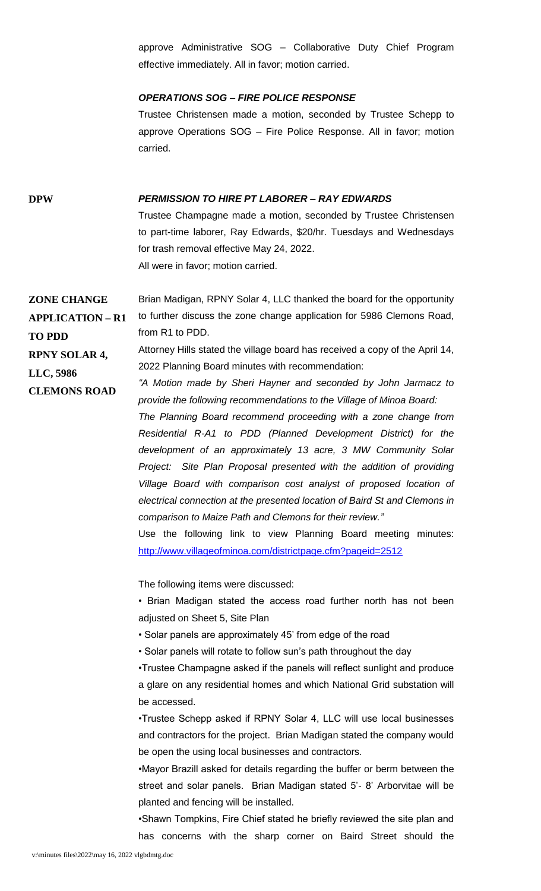approve Administrative SOG – Collaborative Duty Chief Program effective immediately. All in favor; motion carried.

***OPERATIONS SOG – FIRE POLICE RESPONSE***

Trustee Christensen made a motion, seconded by Trustee Schepp to approve Operations SOG – Fire Police Response. All in favor; motion carried.

**DPW**

***PERMISSION TO HIRE PT LABORER – RAY EDWARDS***

Trustee Champagne made a motion, seconded by Trustee Christensen to part-time laborer, Ray Edwards, $20/hr. Tuesdays and Wednesdays for trash removal effective May 24, 2022.

All were in favor; motion carried.

**ZONE CHANGE APPLICATION – R1 TO PDD RPNY SOLAR 4, LLC, 5986 CLEMONS ROAD**

Brian Madigan, RPNY Solar 4, LLC thanked the board for the opportunity to further discuss the zone change application for 5986 Clemons Road, from R1 to PDD.

Attorney Hills stated the village board has received a copy of the April 14, 2022 Planning Board minutes with recommendation:

*"A Motion made by Sheri Hayner and seconded by John Jarmacz to provide the following recommendations to the Village of Minoa Board:*

*The Planning Board recommend proceeding with a zone change from Residential R-A1 to PDD (Planned Development District) for the development of an approximately 13 acre, 3 MW Community Solar Project: Site Plan Proposal presented with the addition of providing Village Board with comparison cost analyst of proposed location of electrical connection at the presented location of Baird St and Clemons in comparison to Maize Path and Clemons for their review."*

Use the following link to view Planning Board meeting minutes: http://www.villageofminoa.com/districtpage.cfm?pageid=2512

The following items were discussed:

- Brian Madigan stated the access road further north has not been adjusted on Sheet 5, Site Plan
- Solar panels are approximately 45' from edge of the road
- Solar panels will rotate to follow sun's path throughout the day
- Trustee Champagne asked if the panels will reflect sunlight and produce a glare on any residential homes and which National Grid substation will be accessed.
- Trustee Schepp asked if RPNY Solar 4, LLC will use local businesses and contractors for the project. Brian Madigan stated the company would be open the using local businesses and contractors.
- Mayor Brazill asked for details regarding the buffer or berm between the street and solar panels. Brian Madigan stated 5'- 8' Arborvitae will be planted and fencing will be installed.
- Shawn Tompkins, Fire Chief stated he briefly reviewed the site plan and has concerns with the sharp corner on Baird Street should the

v:\minutes files\2022\may 16, 2022 vlgbdmtg.doc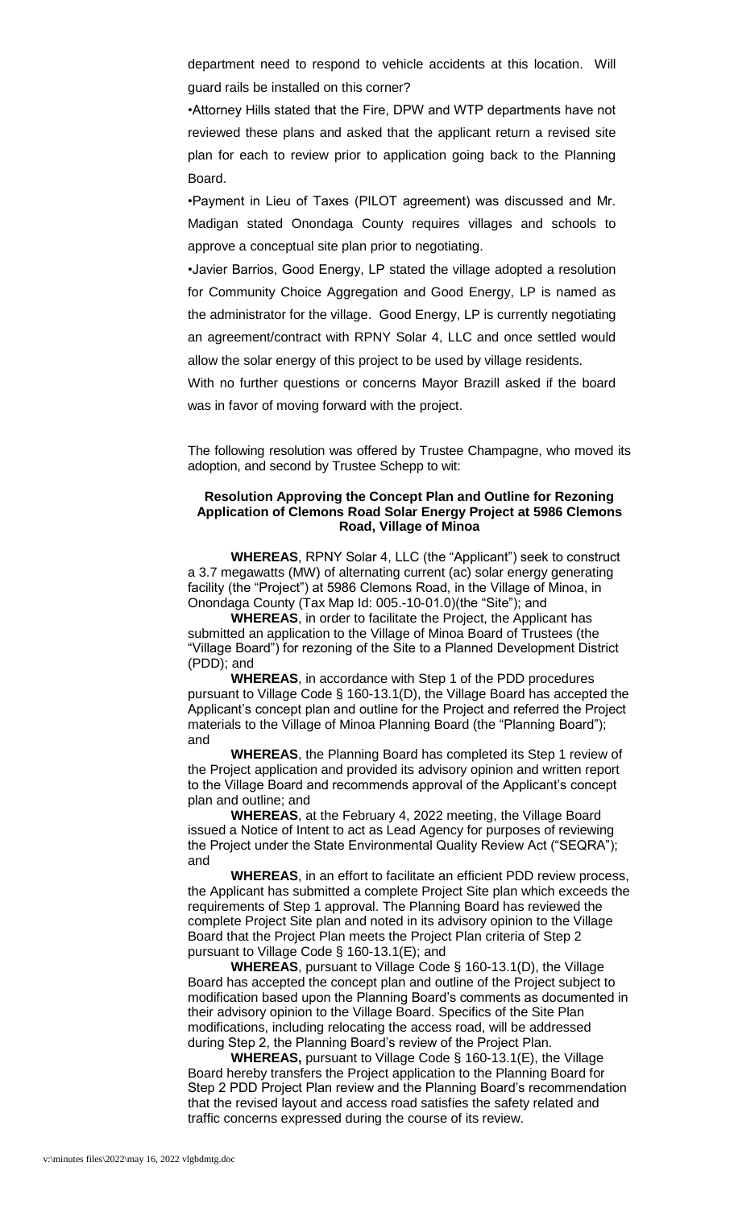department need to respond to vehicle accidents at this location. Will guard rails be installed on this corner?

•Attorney Hills stated that the Fire, DPW and WTP departments have not reviewed these plans and asked that the applicant return a revised site plan for each to review prior to application going back to the Planning Board.

•Payment in Lieu of Taxes (PILOT agreement) was discussed and Mr. Madigan stated Onondaga County requires villages and schools to approve a conceptual site plan prior to negotiating.

•Javier Barrios, Good Energy, LP stated the village adopted a resolution for Community Choice Aggregation and Good Energy, LP is named as the administrator for the village. Good Energy, LP is currently negotiating an agreement/contract with RPNY Solar 4, LLC and once settled would allow the solar energy of this project to be used by village residents.

With no further questions or concerns Mayor Brazill asked if the board was in favor of moving forward with the project.

The following resolution was offered by Trustee Champagne, who moved its adoption, and second by Trustee Schepp to wit:

**Resolution Approving the Concept Plan and Outline for Rezoning Application of Clemons Road Solar Energy Project at 5986 Clemons Road, Village of Minoa**

**WHEREAS**, RPNY Solar 4, LLC (the "Applicant") seek to construct a 3.7 megawatts (MW) of alternating current (ac) solar energy generating facility (the "Project") at 5986 Clemons Road, in the Village of Minoa, in Onondaga County (Tax Map Id: 005.-10-01.0)(the "Site"); and

**WHEREAS**, in order to facilitate the Project, the Applicant has submitted an application to the Village of Minoa Board of Trustees (the "Village Board") for rezoning of the Site to a Planned Development District (PDD); and

**WHEREAS**, in accordance with Step 1 of the PDD procedures pursuant to Village Code § 160-13.1(D), the Village Board has accepted the Applicant's concept plan and outline for the Project and referred the Project materials to the Village of Minoa Planning Board (the "Planning Board"); and

**WHEREAS**, the Planning Board has completed its Step 1 review of the Project application and provided its advisory opinion and written report to the Village Board and recommends approval of the Applicant's concept plan and outline; and

**WHEREAS**, at the February 4, 2022 meeting, the Village Board issued a Notice of Intent to act as Lead Agency for purposes of reviewing the Project under the State Environmental Quality Review Act ("SEQRA"); and

**WHEREAS**, in an effort to facilitate an efficient PDD review process, the Applicant has submitted a complete Project Site plan which exceeds the requirements of Step 1 approval. The Planning Board has reviewed the complete Project Site plan and noted in its advisory opinion to the Village Board that the Project Plan meets the Project Plan criteria of Step 2 pursuant to Village Code § 160-13.1(E); and

**WHEREAS**, pursuant to Village Code § 160-13.1(D), the Village Board has accepted the concept plan and outline of the Project subject to modification based upon the Planning Board's comments as documented in their advisory opinion to the Village Board. Specifics of the Site Plan modifications, including relocating the access road, will be addressed during Step 2, the Planning Board's review of the Project Plan.

**WHEREAS,** pursuant to Village Code § 160-13.1(E), the Village Board hereby transfers the Project application to the Planning Board for Step 2 PDD Project Plan review and the Planning Board's recommendation that the revised layout and access road satisfies the safety related and traffic concerns expressed during the course of its review.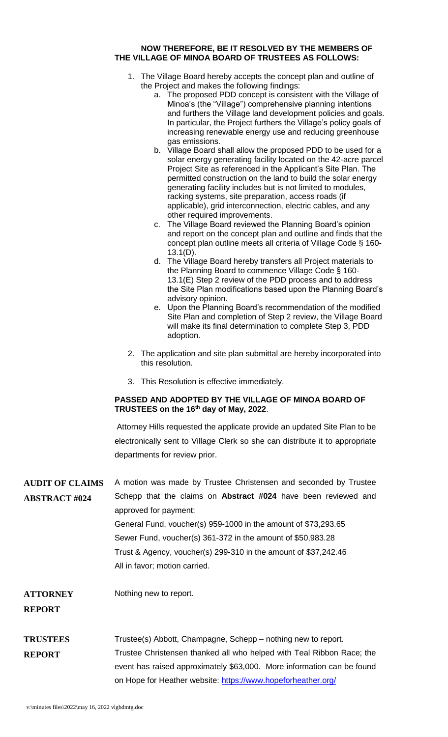**NOW THEREFORE, BE IT RESOLVED BY THE MEMBERS OF THE VILLAGE OF MINOA BOARD OF TRUSTEES AS FOLLOWS:**

1. The Village Board hereby accepts the concept plan and outline of the Project and makes the following findings:
   a. The proposed PDD concept is consistent with the Village of Minoa's (the "Village") comprehensive planning intentions and furthers the Village land development policies and goals. In particular, the Project furthers the Village's policy goals of increasing renewable energy use and reducing greenhouse gas emissions.
   b. Village Board shall allow the proposed PDD to be used for a solar energy generating facility located on the 42-acre parcel Project Site as referenced in the Applicant's Site Plan. The permitted construction on the land to build the solar energy generating facility includes but is not limited to modules, racking systems, site preparation, access roads (if applicable), grid interconnection, electric cables, and any other required improvements.
   c. The Village Board reviewed the Planning Board's opinion and report on the concept plan and outline and finds that the concept plan outline meets all criteria of Village Code § 160-13.1(D).
   d. The Village Board hereby transfers all Project materials to the Planning Board to commence Village Code § 160-13.1(E) Step 2 review of the PDD process and to address the Site Plan modifications based upon the Planning Board's advisory opinion.
   e. Upon the Planning Board's recommendation of the modified Site Plan and completion of Step 2 review, the Village Board will make its final determination to complete Step 3, PDD adoption.
2. The application and site plan submittal are hereby incorporated into this resolution.
3. This Resolution is effective immediately.

**PASSED AND ADOPTED BY THE VILLAGE OF MINOA BOARD OF TRUSTEES on the 16th day of May, 2022**.

Attorney Hills requested the applicate provide an updated Site Plan to be electronically sent to Village Clerk so she can distribute it to appropriate departments for review prior.

**AUDIT OF CLAIMS ABSTRACT #024**

A motion was made by Trustee Christensen and seconded by Trustee Schepp that the claims on **Abstract #024** have been reviewed and approved for payment:

General Fund, voucher(s) 959-1000 in the amount of $73,293.65
Sewer Fund, voucher(s) 361-372 in the amount of $50,983.28
Trust & Agency, voucher(s) 299-310 in the amount of $37,242.46
All in favor; motion carried.

**ATTORNEY REPORT**

Nothing new to report.

**TRUSTEES REPORT**

Trustee(s) Abbott, Champagne, Schepp – nothing new to report.
Trustee Christensen thanked all who helped with Teal Ribbon Race; the event has raised approximately $63,000. More information can be found on Hope for Heather website: https://www.hopeforheather.org/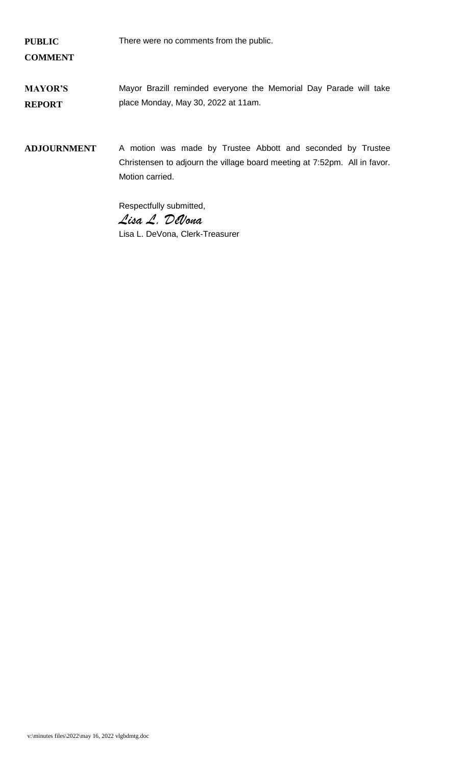**PUBLIC COMMENT**

There were no comments from the public.

**MAYOR'S REPORT**

Mayor Brazill reminded everyone the Memorial Day Parade will take place Monday, May 30, 2022 at 11am.

**ADJOURNMENT**

A motion was made by Trustee Abbott and seconded by Trustee Christensen to adjourn the village board meeting at 7:52pm. All in favor. Motion carried.

Respectfully submitted,

*Lisa L. DeVona*

Lisa L. DeVona, Clerk-Treasurer

v:\minutes files\2022\may 16, 2022 vlgbdmtg.doc